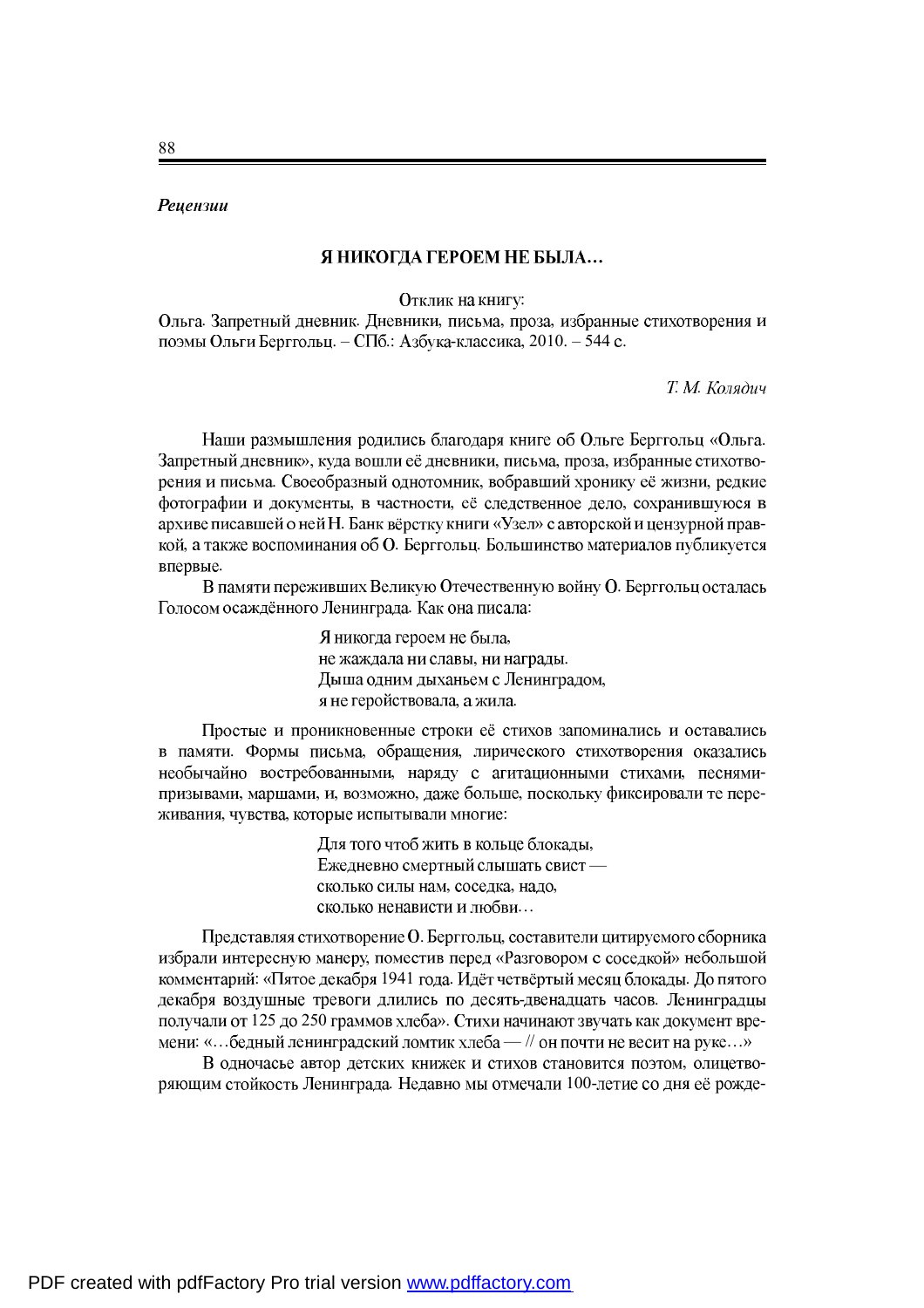*Рецензии*

## Я НИКОГДА ГЕРОЕМ НЕ БЫЛА…

Отклик на книгу:

Ольга. Запретный дневник. Дневники, письма, проза, избранные стихотворения и поэмы Ольги Берггольц. – СПб.: Азбука-классика, 2010. – 544 с.

*Т. М. Колядич*

Наши размышления родились благодаря книге об Ольге Берггольц «Ольга. Запретный дневник», куда вошли её дневники, письма, проза, избранные стихотворения и письма. Своеобразный однотомник, вобравший хронику её жизни, редкие фотографии и документы, в частности, её следственное дело, сохранившуюся в архиве писавшей о ней Н. Банк вёрстку книги «Узел» с авторской и цензурной правкой, а также воспоминания об О. Берггольц. Большинство материалов публикуется впервые.

В памяти переживших Великую Отечественную войну О. Берггольц осталась Голосом осаждённого Ленинграда. Как она писала:

> Я никогда героем не была,
> не жаждала ни славы, ни награды.
> Дыша одним дыханьем с Ленинградом,
> я не геройствовала, а жила.

Простые и проникновенные строки её стихов запоминались и оставались в памяти. Формы письма, обращения, лирического стихотворения оказались необычайно востребованными, наряду с агитационными стихами, песнями-призывами, маршами, и, возможно, даже больше, поскольку фиксировали те переживания, чувства, которые испытывали многие:

> Для того чтоб жить в кольце блокады,
> Ежедневно смертный слышать свист —
> сколько силы нам, соседка, надо,
> сколько ненависти и любви…

Представляя стихотворение О. Берггольц, составители цитируемого сборника избрали интересную манеру, поместив перед «Разговором с соседкой» небольшой комментарий: «Пятое декабря 1941 года. Идёт четвёртый месяц блокады. До пятого декабря воздушные тревоги длились по десять-двенадцать часов. Ленинградцы получали от 125 до 250 граммов хлеба». Стихи начинают звучать как документ времени: «…бедный ленинградский ломтик хлеба — // он почти не весит на руке…»

В одночасье автор детских книжек и стихов становится поэтом, олицетворяющим стойкость Ленинграда. Недавно мы отмечали 100-летие со дня её рожде-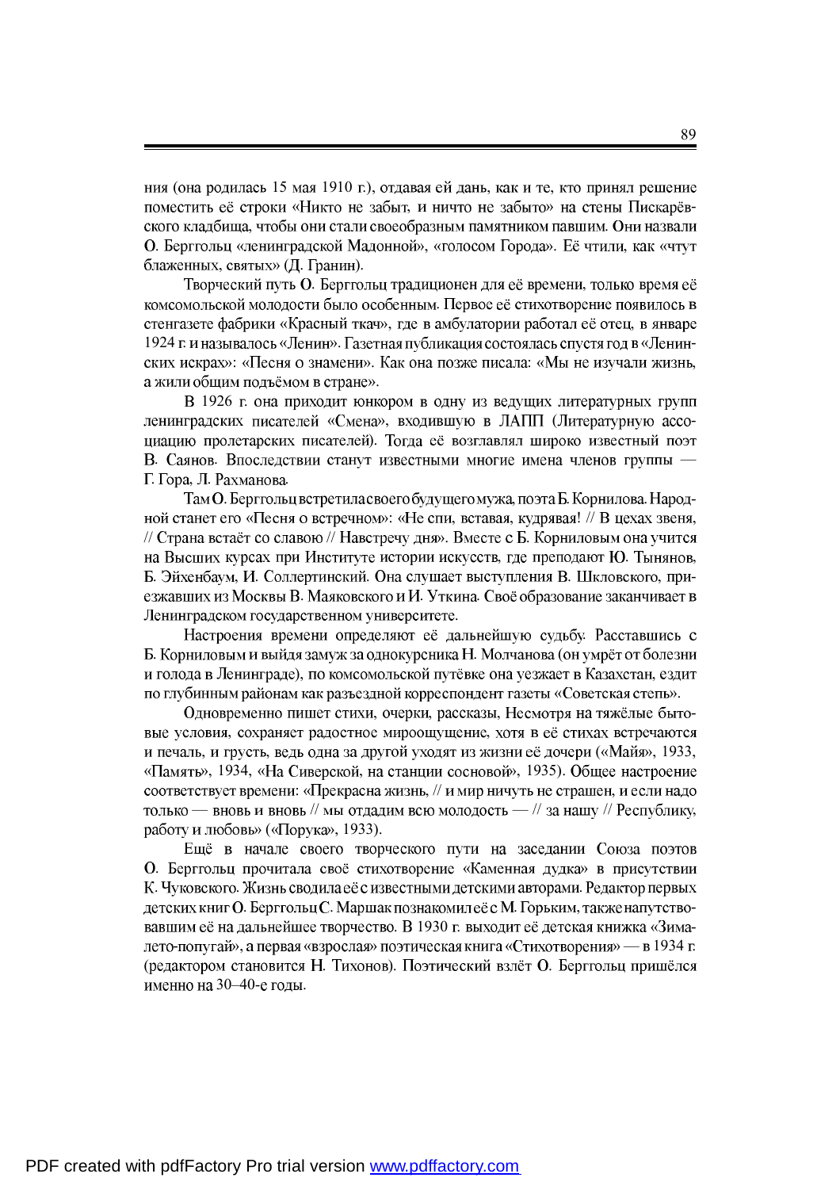ния (она родилась 15 мая 1910 г.), отдавая ей дань, как и те, кто принял решение поместить её строки «Никто не забыт, и ничто не забыто» на стены Пискарёвского кладбища, чтобы они стали своеобразным памятником павшим. Они назвали О. Берггольц «ленинградской Мадонной», «голосом Города». Её чтили, как «чтут блаженных, святых» (Д. Гранин).

Творческий путь О. Берггольц традиционен для её времени, только время её комсомольской молодости было особенным. Первое её стихотворение появилось в стенгазете фабрики «Красный ткач», где в амбулатории работал её отец, в январе 1924 г. и называлось «Ленин». Газетная публикация состоялась спустя год в «Ленинских искрах»: «Песня о знамени». Как она позже писала: «Мы не изучали жизнь, а жили общим подъёмом в стране».

В 1926 г. она приходит юнкором в одну из ведущих литературных групп ленинградских писателей «Смена», входившую в ЛАПП (Литературную ассоциацию пролетарских писателей). Тогда её возглавлял широко известный поэт В. Саянов. Впоследствии станут известными многие имена членов группы — Г. Гора, Л. Рахманова.

Там О. Берггольц встретила своего будущего мужа, поэта Б. Корнилова. Народной станет его «Песня о встречном»: «Не спи, вставая, кудрявая! // В цехах звеня, // Страна встаёт со славою // Навстречу дня». Вместе с Б. Корниловым она учится на Высших курсах при Институте истории искусств, где преподают Ю. Тынянов, Б. Эйхенбаум, И. Соллертинский. Она слушает выступления В. Шкловского, приезжавших из Москвы В. Маяковского и И. Уткина. Своё образование заканчивает в Ленинградском государственном университете.

Настроения времени определяют её дальнейшую судьбу. Расставшись с Б. Корниловым и выйдя замуж за однокурсника Н. Молчанова (он умрёт от болезни и голода в Ленинграде), по комсомольской путёвке она уезжает в Казахстан, ездит по глубинным районам как разъездной корреспондент газеты «Советская степь».

Одновременно пишет стихи, очерки, рассказы, Несмотря на тяжёлые бытовые условия, сохраняет радостное мироощущение, хотя в её стихах встречаются и печаль, и грусть, ведь одна за другой уходят из жизни её дочери («Майя», 1933, «Память», 1934, «На Сиверской, на станции сосновой», 1935). Общее настроение соответствует времени: «Прекрасна жизнь, // и мир ничуть не страшен, и если надо только — вновь и вновь // мы отдадим всю молодость — // за нашу // Республику, работу и любовь» («Порука», 1933).

Ещё в начале своего творческого пути на заседании Союза поэтов О. Берггольц прочитала своё стихотворение «Каменная дудка» в присутствии К. Чуковского. Жизнь сводила её с известными детскими авторами. Редактор первых детских книг О. Берггольц С. Маршак познакомил её с М. Горьким, также напутствовавшим её на дальнейшее творчество. В 1930 г. выходит её детская книжка «Зима-лето-попугай», а первая «взрослая» поэтическая книга «Стихотворения» — в 1934 г. (редактором становится Н. Тихонов). Поэтический взлёт О. Берггольц пришёлся именно на 30–40-е годы.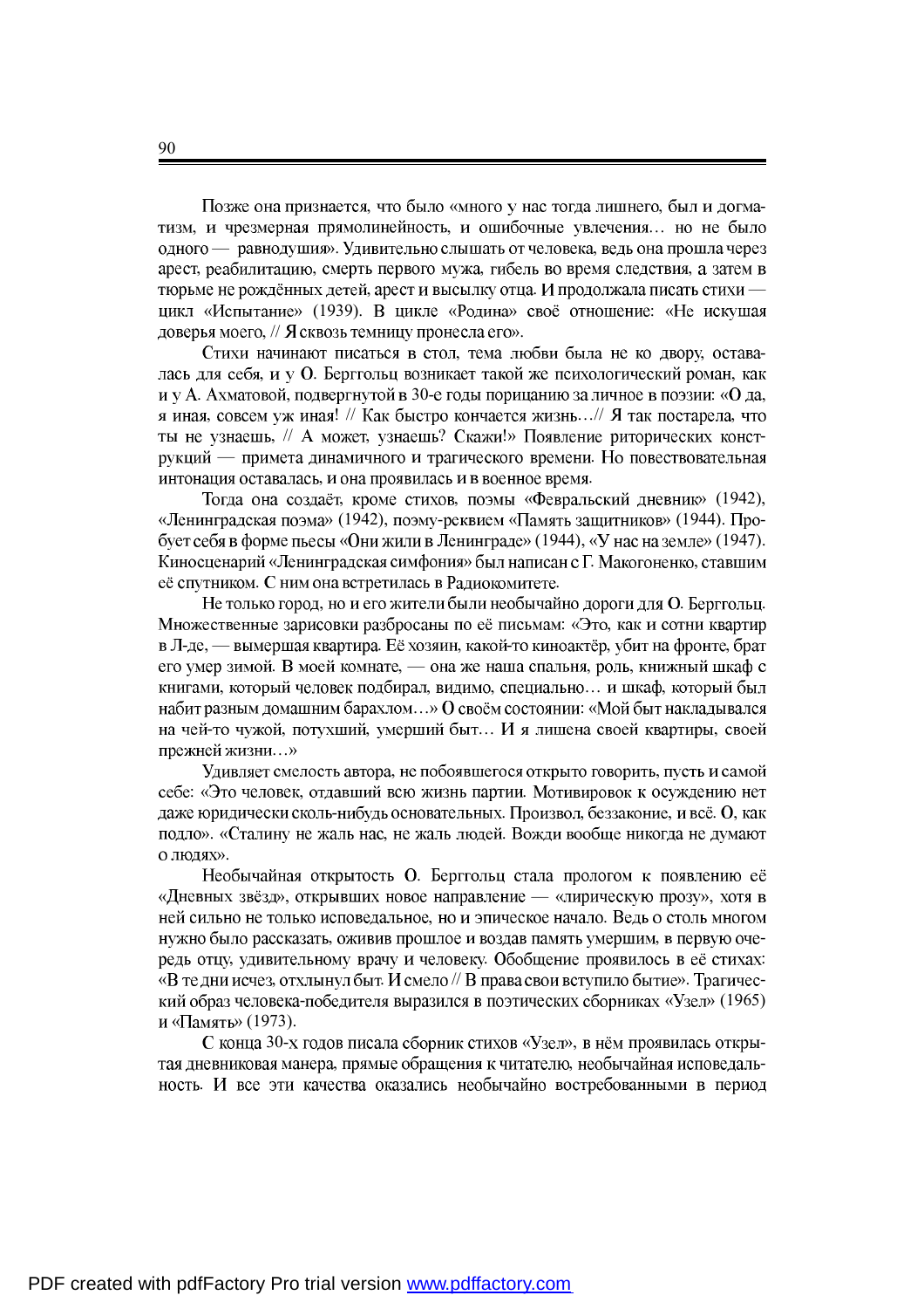Позже она признается, что было «много у нас тогда лишнего, был и догматизм, и чрезмерная прямолинейность, и ошибочные увлечения… но не было одного — равнодушия». Удивительно слышать от человека, ведь она прошла через арест, реабилитацию, смерть первого мужа, гибель во время следствия, а затем в тюрьме не рождённых детей, арест и высылку отца. И продолжала писать стихи — цикл «Испытание» (1939). В цикле «Родина» своё отношение: «Не искушая доверья моего, // Я сквозь темницу пронесла его».

Стихи начинают писаться в стол, тема любви была не ко двору, оставалась для себя, и у О. Берггольц возникает такой же психологический роман, как и у А. Ахматовой, подвергнутой в 30-е годы порицанию за личное в поэзии: «О да, я иная, совсем уж иная! // Как быстро кончается жизнь…// Я так постарела, что ты не узнаешь, // А может, узнаешь? Скажи!» Появление риторических конструкций — примета динамичного и трагического времени. Но повествовательная интонация оставалась, и она проявилась и в военное время.

Тогда она создаёт, кроме стихов, поэмы «Февральский дневник» (1942), «Ленинградская поэма» (1942), поэму-реквием «Память защитников» (1944). Пробует себя в форме пьесы «Они жили в Ленинграде» (1944), «У нас на земле» (1947). Киносценарий «Ленинградская симфония» был написан с Г. Макогоненко, ставшим её спутником. С ним она встретилась в Радиокомитете.

Не только город, но и его жители были необычайно дороги для О. Берггольц. Множественные зарисовки разбросаны по её письмам: «Это, как и сотни квартир в Л-де, — вымершая квартира. Её хозяин, какой-то киноактёр, убит на фронте, брат его умер зимой. В моей комнате, — она же наша спальня, роль, книжный шкаф с книгами, который человек подбирал, видимо, специально… и шкаф, который был набит разным домашним барахлом…» О своём состоянии: «Мой быт накладывался на чей-то чужой, потухший, умерший быт… И я лишена своей квартиры, своей прежней жизни…»

Удивляет смелость автора, не побоявшегося открыто говорить, пусть и самой себе: «Это человек, отдавший всю жизнь партии. Мотивировок к осуждению нет даже юридически сколь-нибудь основательных. Произвол, беззаконие, и всё. О, как подло». «Сталину не жаль нас, не жаль людей. Вожди вообще никогда не думают о людях».

Необычайная открытость О. Берггольц стала прологом к появлению её «Дневных звёзд», открывших новое направление — «лирическую прозу», хотя в ней сильно не только исповедальное, но и эпическое начало. Ведь о столь многом нужно было рассказать, оживив прошлое и воздав память умершим, в первую очередь отцу, удивительному врачу и человеку. Обобщение проявилось в её стихах: «В те дни исчез, отхлынул быт. И смело // В права свои вступило бытие». Трагический образ человека-победителя выразился в поэтических сборниках «Узел» (1965) и «Память» (1973).

С конца 30-х годов писала сборник стихов «Узел», в нём проявилась открытая дневниковая манера, прямые обращения к читателю, необычайная исповедальность. И все эти качества оказались необычайно востребованными в период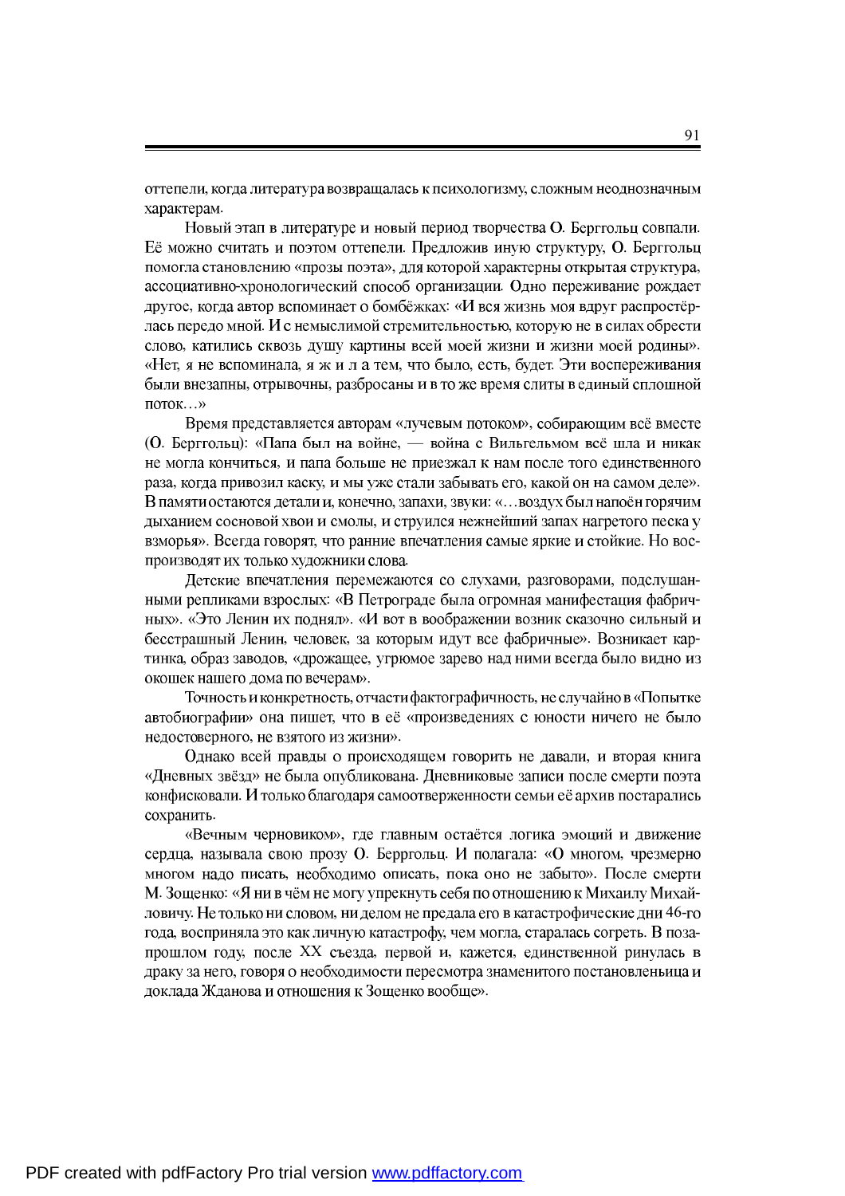оттепели, когда литература возвращалась к психологизму, сложным неоднозначным характерам.

Новый этап в литературе и новый период творчества О. Берггольц совпали. Её можно считать и поэтом оттепели. Предложив иную структуру, О. Берггольц помогла становлению «прозы поэта», для которой характерны открытая структура, ассоциативно-хронологический способ организации. Одно переживание рождает другое, когда автор вспоминает о бомбёжках: «И вся жизнь моя вдруг распростёрлась передо мной. И с немыслимой стремительностью, которую не в силах обрести слово, катились сквозь душу картины всей моей жизни и жизни моей родины». «Нет, я не вспоминала, я ж и л а тем, что было, есть, будет. Эти воспереживания были внезапны, отрывочны, разбросаны и в то же время слиты в единый сплошной поток…»

Время представляется авторам «лучевым потоком», собирающим всё вместе (О. Берггольц): «Папа был на войне, — война с Вильгельмом всё шла и никак не могла кончиться, и папа больше не приезжал к нам после того единственного раза, когда привозил каску, и мы уже стали забывать его, какой он на самом деле». В памяти остаются детали и, конечно, запахи, звуки: «…воздух был напоён горячим дыханием сосновой хвои и смолы, и струился нежнейший запах нагретого песка у взморья». Всегда говорят, что ранние впечатления самые яркие и стойкие. Но воспроизводят их только художники слова.

Детские впечатления перемежаются со слухами, разговорами, подслушанными репликами взрослых: «В Петрограде была огромная манифестация фабричных». «Это Ленин их поднял». «И вот в воображении возник сказочно сильный и бесстрашный Ленин, человек, за которым идут все фабричные». Возникает картинка, образ заводов, «дрожащее, угрюмое зарево над ними всегда было видно из окошек нашего дома по вечерам».

Точность и конкретность, отчасти фактографичность, не случайно в «Попытке автобиографии» она пишет, что в её «произведениях с юности ничего не было недостоверного, не взятого из жизни».

Однако всей правды о происходящем говорить не давали, и вторая книга «Дневных звёзд» не была опубликована. Дневниковые записи после смерти поэта конфисковали. И только благодаря самоотверженности семьи её архив постарались сохранить.

«Вечным черновиком», где главным остаётся логика эмоций и движение сердца, называла свою прозу О. Берггольц. И полагала: «О многом, чрезмерно многом надо писать, необходимо описать, пока оно не забыто». После смерти М. Зощенко: «Я ни в чём не могу упрекнуть себя по отношению к Михаилу Михайловичу. Не только ни словом, ни делом не предала его в катастрофические дни 46-го года, восприняла это как личную катастрофу, чем могла, старалась согреть. В позапрошлом году, после XX съезда, первой и, кажется, единственной ринулась в драку за него, говоря о необходимости пересмотра знаменитого постановленьица и доклада Жданова и отношения к Зощенко вообще».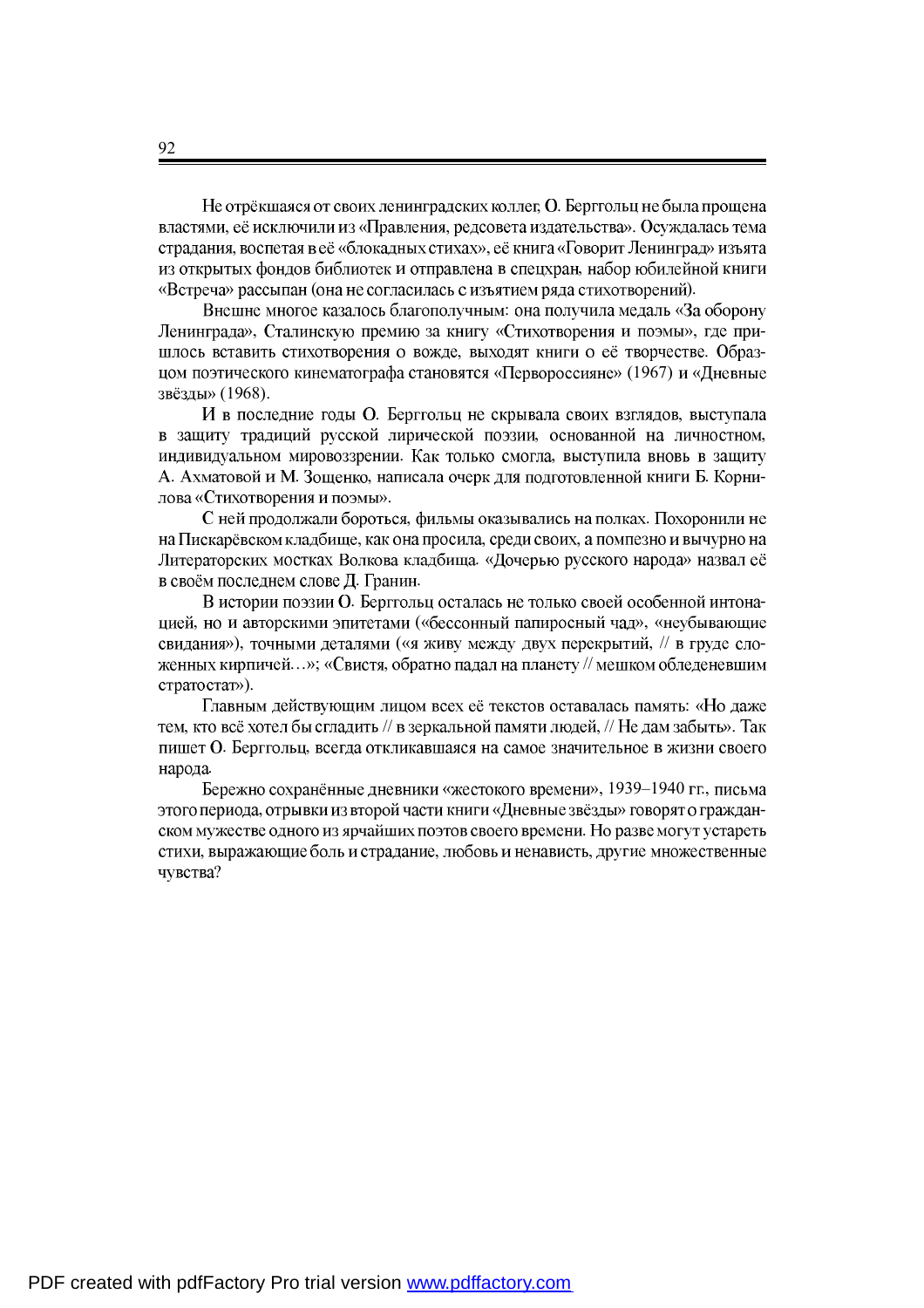Не отрёкшаяся от своих ленинградских коллег, О. Берггольц не была прощена властями, её исключили из «Правления, редсовета издательства». Осуждалась тема страдания, воспетая в её «блокадных стихах», её книга «Говорит Ленинград» изъята из открытых фондов библиотек и отправлена в спецхран, набор юбилейной книги «Встреча» рассыпан (она не согласилась с изъятием ряда стихотворений).

Внешне многое казалось благополучным: она получила медаль «За оборону Ленинграда», Сталинскую премию за книгу «Стихотворения и поэмы», где пришлось вставить стихотворения о вожде, выходят книги о её творчестве. Образцом поэтического кинематографа становятся «Первороссияне» (1967) и «Дневные звёзды» (1968).

И в последние годы О. Берггольц не скрывала своих взглядов, выступала в защиту традиций русской лирической поэзии, основанной на личностном, индивидуальном мировоззрении. Как только смогла, выступила вновь в защиту А. Ахматовой и М. Зощенко, написала очерк для подготовленной книги Б. Корнилова «Стихотворения и поэмы».

С ней продолжали бороться, фильмы оказывались на полках. Похоронили не на Пискарёвском кладбище, как она просила, среди своих, а помпезно и вычурно на Литераторских мостках Волкова кладбища. «Дочерью русского народа» назвал её в своём последнем слове Д. Гранин.

В истории поэзии О. Берггольц осталась не только своей особенной интонацией, но и авторскими эпитетами («бессонный папиросный чад», «неубывающие свидания»), точными деталями («я живу между двух перекрытий, // в груде сложенных кирпичей…»; «Свистя, обратно падал на планету // мешком обледеневшим стратостат»).

Главным действующим лицом всех её текстов оставалась память: «Но даже тем, кто всё хотел бы сгладить // в зеркальной памяти людей, // Не дам забыть». Так пишет О. Берггольц, всегда откликавшаяся на самое значительное в жизни своего народа.

Бережно сохранённые дневники «жестокого времени», 1939–1940 гг., письма этого периода, отрывки из второй части книги «Дневные звёзды» говорят о гражданском мужестве одного из ярчайших поэтов своего времени. Но разве могут устареть стихи, выражающие боль и страдание, любовь и ненависть, другие множественные чувства?